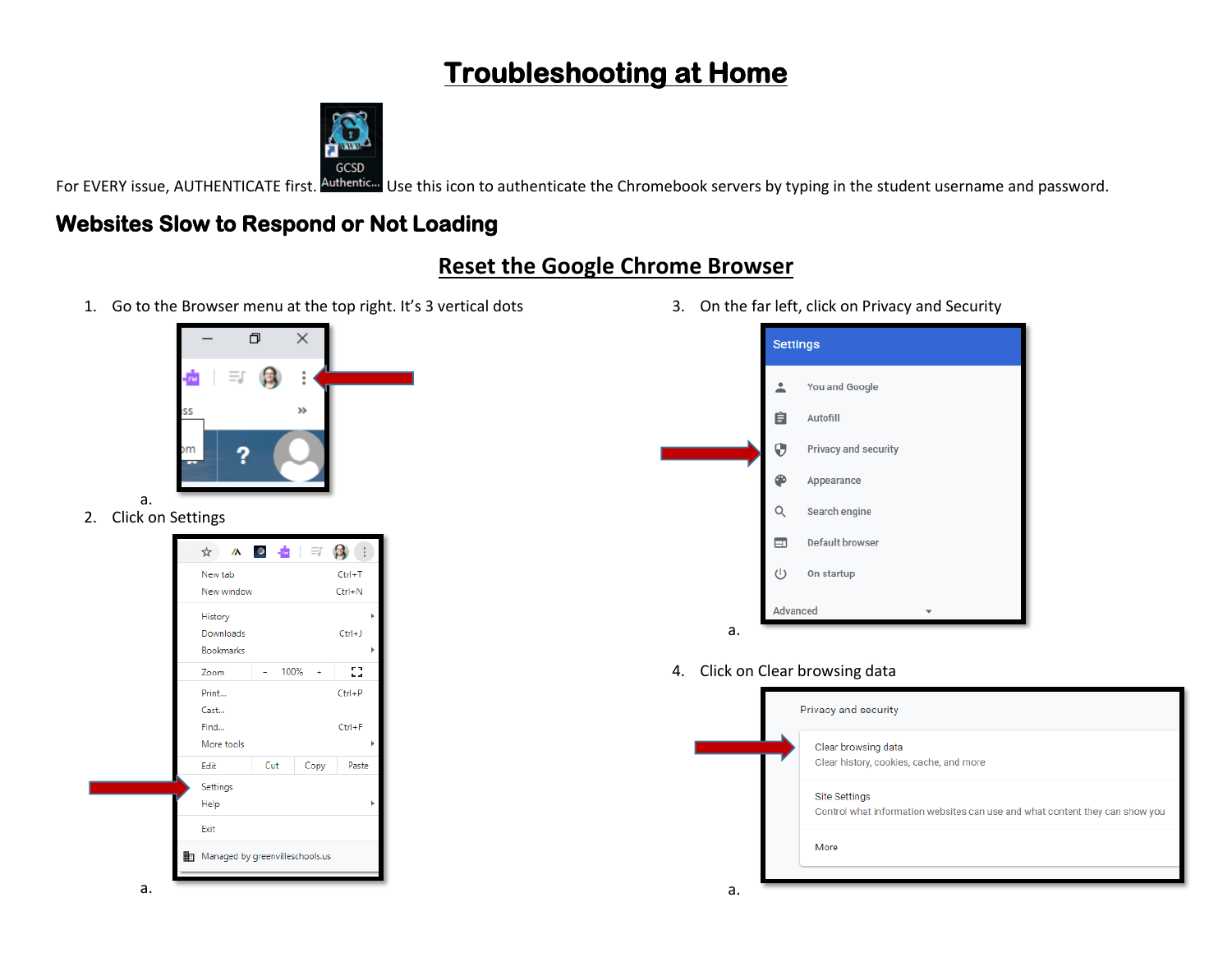# Troubleshooting at Home

For EVERY issue, AUTHENTICATE first. Use this icon to authenticate the Chromebook servers by typing in the student username and password.

## Websites Slow to Respond or Not Loading

### Reset the Google Chrome Browser

1. Go to the Browser menu at the top right. It's 3 vertical dots
   a.
2. Click on Settings
   a.
3. On the far left, click on Privacy and Security
   a.
4. Click on Clear browsing data
   a.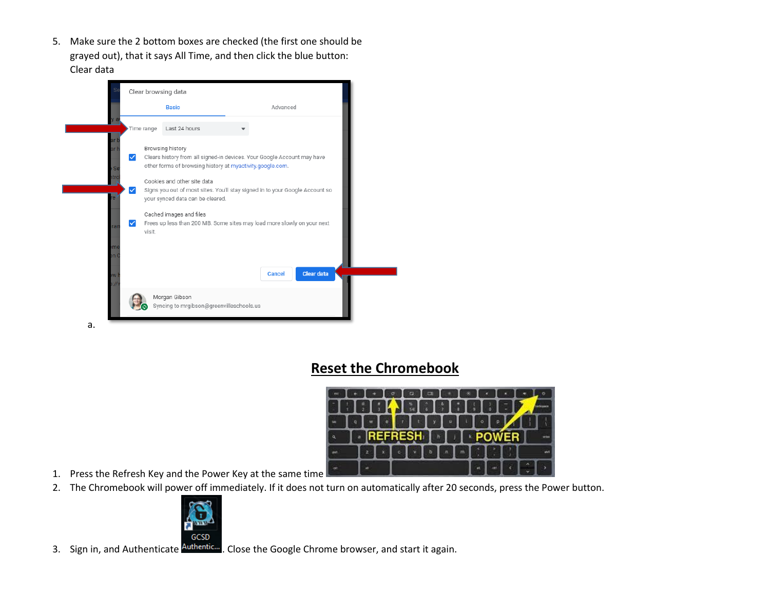5. Make sure the 2 bottom boxes are checked (the first one should be grayed out), that it says All Time, and then click the blue button: Clear data

    a.

## Reset the Chromebook

1. Press the Refresh Key and the Power Key at the same time
2. The Chromebook will power off immediately. If it does not turn on automatically after 20 seconds, press the Power button.
3. Sign in, and Authenticate GCSD Authentic... . Close the Google Chrome browser, and start it again.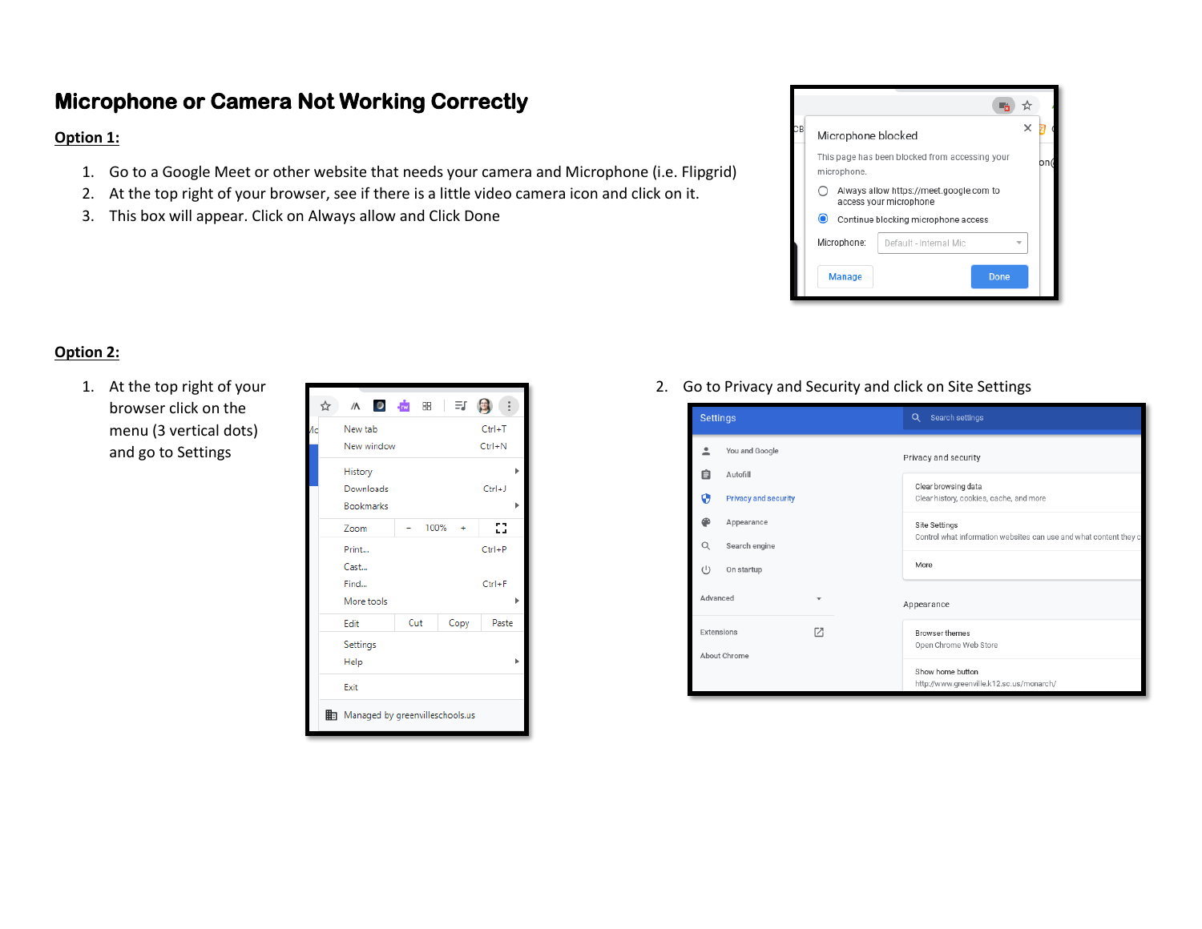# Microphone or Camera Not Working Correctly

**Option 1:**

1. Go to a Google Meet or other website that needs your camera and Microphone (i.e. Flipgrid)
2. At the top right of your browser, see if there is a little video camera icon and click on it.
3. This box will appear. Click on Always allow and Click Done

**Option 2:**

1. At the top right of your browser click on the menu (3 vertical dots) and go to Settings
2. Go to Privacy and Security and click on Site Settings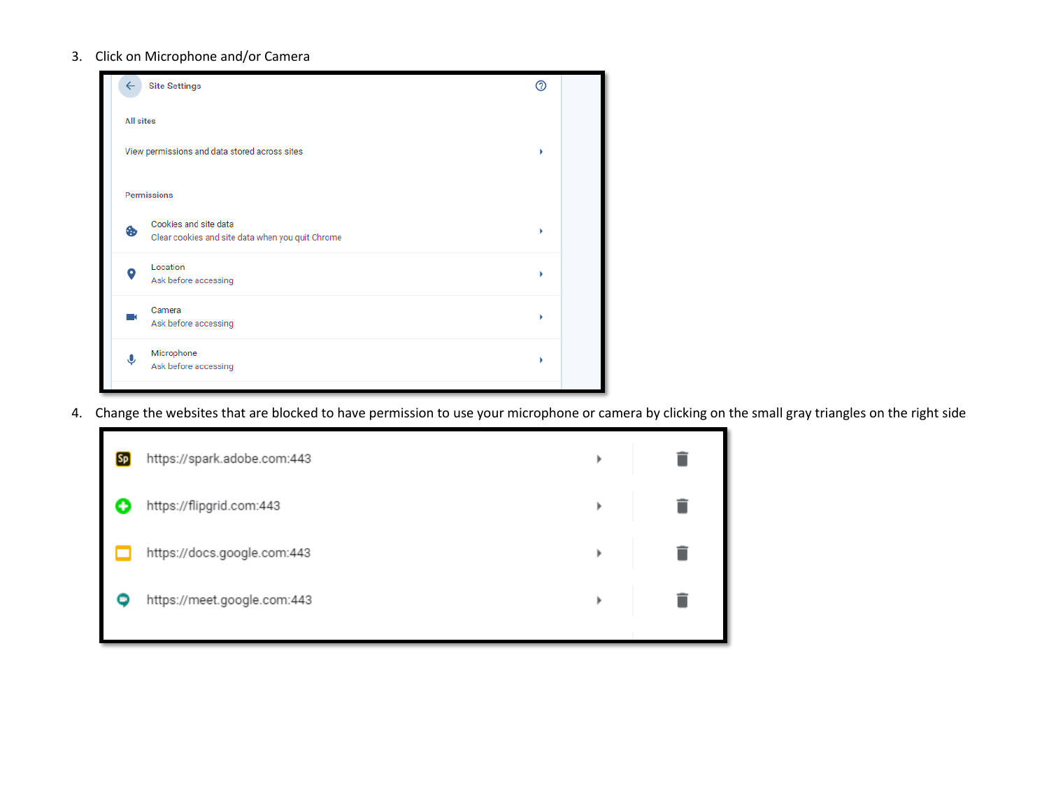3. Click on Microphone and/or Camera

Site Settings

All sites

View permissions and data stored across sites

Permissions

Cookies and site data
Clear cookies and site data when you quit Chrome

Location
Ask before accessing

Camera
Ask before accessing

Microphone
Ask before accessing

4. Change the websites that are blocked to have permission to use your microphone or camera by clicking on the small gray triangles on the right side

https://spark.adobe.com:443

https://flipgrid.com:443

https://docs.google.com:443

https://meet.google.com:443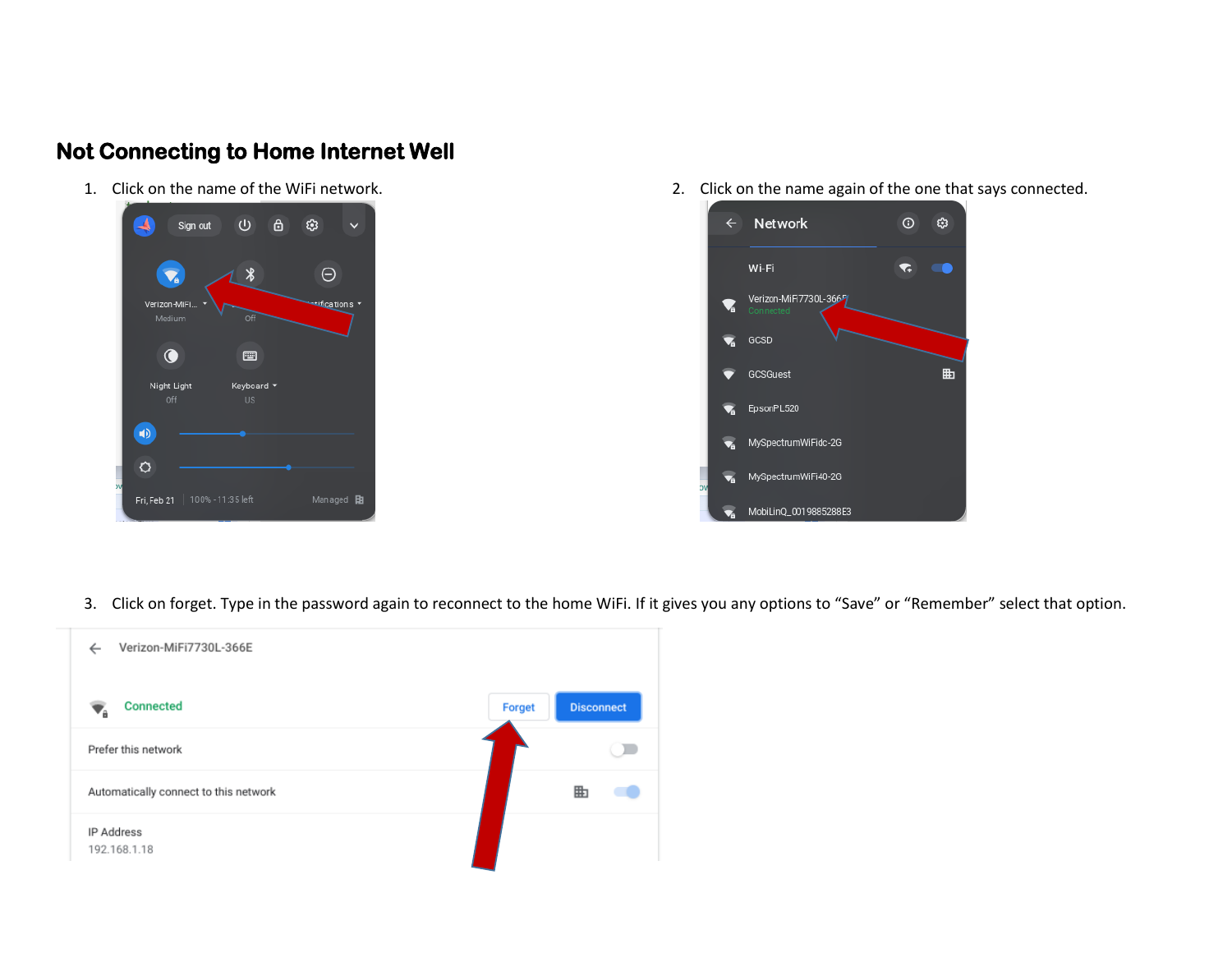# Not Connecting to Home Internet Well

1. Click on the name of the WiFi network.

2. Click on the name again of the one that says connected.

3. Click on forget. Type in the password again to reconnect to the home WiFi. If it gives you any options to “Save” or “Remember” select that option.